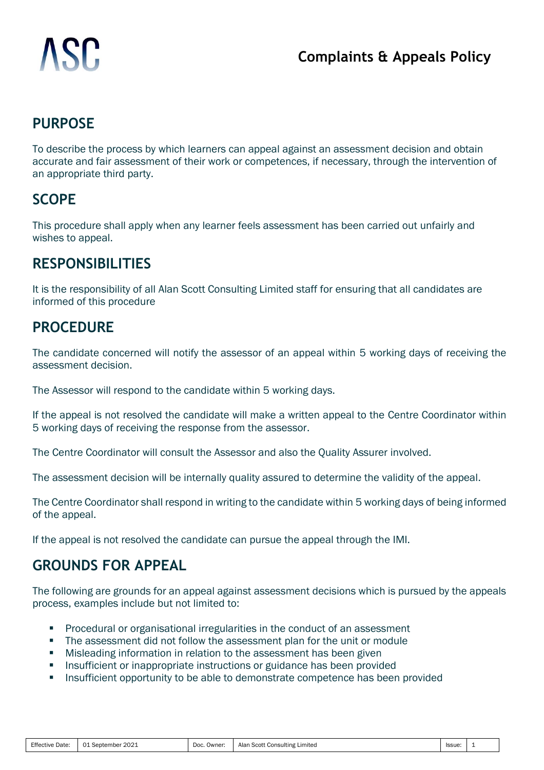ASC

# Complaints & Appeals Policy

## PURPOSE

To describe the process by which learners can appeal against an assessment decision and obtain accurate and fair assessment of their work or competences, if necessary, through the intervention of an appropriate third party.

## SCOPE

This procedure shall apply when any learner feels assessment has been carried out unfairly and wishes to appeal.

## RESPONSIBILITIES

It is the responsibility of all Alan Scott Consulting Limited staff for ensuring that all candidates are informed of this procedure

## PROCEDURE

The candidate concerned will notify the assessor of an appeal within 5 working days of receiving the assessment decision.

The Assessor will respond to the candidate within 5 working days.

If the appeal is not resolved the candidate will make a written appeal to the Centre Coordinator within 5 working days of receiving the response from the assessor.

The Centre Coordinator will consult the Assessor and also the Quality Assurer involved.

The assessment decision will be internally quality assured to determine the validity of the appeal.

The Centre Coordinator shall respond in writing to the candidate within 5 working days of being informed of the appeal.

If the appeal is not resolved the candidate can pursue the appeal through the IMI.

## GROUNDS FOR APPEAL

The following are grounds for an appeal against assessment decisions which is pursued by the appeals process, examples include but not limited to:

- Procedural or organisational irregularities in the conduct of an assessment
- The assessment did not follow the assessment plan for the unit or module
- Misleading information in relation to the assessment has been given
- Insufficient or inappropriate instructions or guidance has been provided
- Insufficient opportunity to be able to demonstrate competence has been provided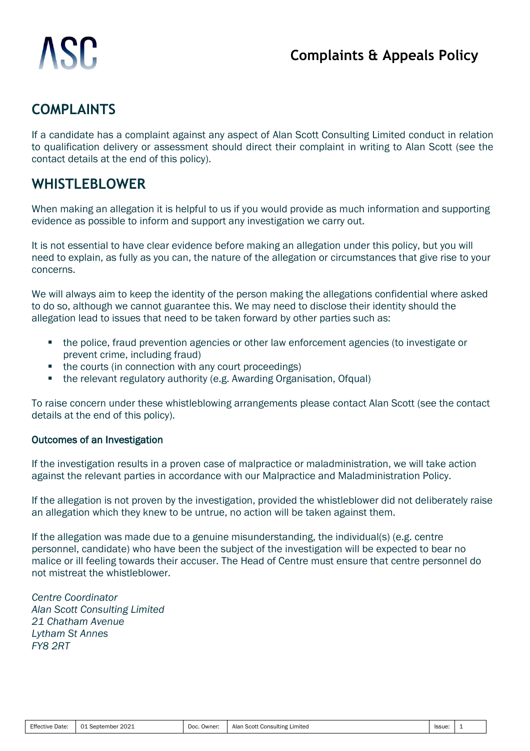# COMPLAINTS

If a candidate has a complaint against any aspect of Alan Scott Consulting Limited conduct in relation to qualification delivery or assessment should direct their complaint in writing to Alan Scott (see the contact details at the end of this policy).

# WHISTLEBLOWER

When making an allegation it is helpful to us if you would provide as much information and supporting evidence as possible to inform and support any investigation we carry out.

It is not essential to have clear evidence before making an allegation under this policy, but you will need to explain, as fully as you can, the nature of the allegation or circumstances that give rise to your concerns.

We will always aim to keep the identity of the person making the allegations confidential where asked to do so, although we cannot guarantee this. We may need to disclose their identity should the allegation lead to issues that need to be taken forward by other parties such as:

- the police, fraud prevention agencies or other law enforcement agencies (to investigate or prevent crime, including fraud)
- the courts (in connection with any court proceedings)
- the relevant regulatory authority (e.g. Awarding Organisation, Ofqual)

To raise concern under these whistleblowing arrangements please contact Alan Scott (see the contact details at the end of this policy).

## Outcomes of an Investigation

If the investigation results in a proven case of malpractice or maladministration, we will take action against the relevant parties in accordance with our Malpractice and Maladministration Policy.

If the allegation is not proven by the investigation, provided the whistleblower did not deliberately raise an allegation which they knew to be untrue, no action will be taken against them.

If the allegation was made due to a genuine misunderstanding, the individual(s) (e.g. centre personnel, candidate) who have been the subject of the investigation will be expected to bear no malice or ill feeling towards their accuser. The Head of Centre must ensure that centre personnel do not mistreat the whistleblower.

*Centre Coordinator*
*Alan Scott Consulting Limited*
*21 Chatham Avenue*
*Lytham St Annes*
*FY8 2RT*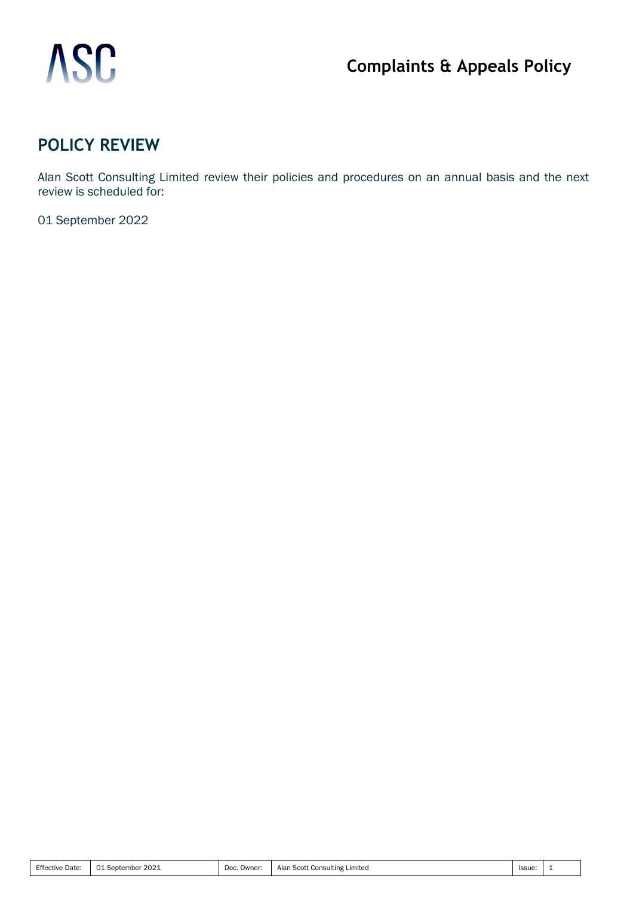## POLICY REVIEW

Alan Scott Consulting Limited review their policies and procedures on an annual basis and the next review is scheduled for:

01 September 2022